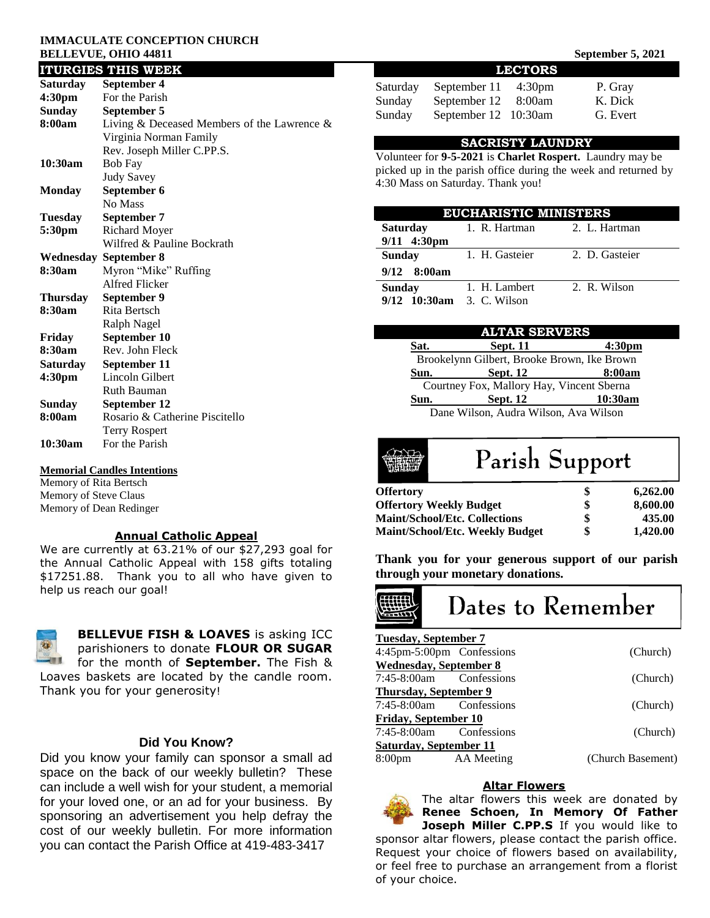**IMMACULATE CONCEPTION CHURCH**
**BELLEVUE, OHIO 44811**

September 5, 2021

## ITURGIES THIS WEEK

| | |
|---|---|
| **Saturday** | **September 4** |
| **4:30pm** | For the Parish |
| **Sunday** | **September 5** |
| **8:00am** | Living & Deceased Members of the Lawrence & Virginia Norman Family |
| | Rev. Joseph Miller C.PP.S. |
| **10:30am** | Bob Fay |
| | Judy Savey |
| **Monday** | **September 6** |
| | No Mass |
| **Tuesday** | **September 7** |
| **5:30pm** | Richard Moyer |
| | Wilfred & Pauline Bockrath |
| **Wednesday** | **September 8** |
| **8:30am** | Myron "Mike" Ruffing |
| | Alfred Flicker |
| **Thursday** | **September 9** |
| **8:30am** | Rita Bertsch |
| | Ralph Nagel |
| **Friday** | **September 10** |
| **8:30am** | Rev. John Fleck |
| **Saturday** | **September 11** |
| **4:30pm** | Lincoln Gilbert |
| | Ruth Bauman |
| **Sunday** | **September 12** |
| **8:00am** | Rosario & Catherine Piscitello |
| | Terry Rospert |
| **10:30am** | For the Parish |

**Memorial Candles Intentions**

Memory of Rita Bertsch
Memory of Steve Claus
Memory of Dean Redinger

### Annual Catholic Appeal

We are currently at 63.21% of our $27,293 goal for the Annual Catholic Appeal with 158 gifts totaling $17251.88. Thank you to all who have given to help us reach our goal!

**BELLEVUE FISH & LOAVES** is asking ICC parishioners to donate **FLOUR OR SUGAR** for the month of **September.** The Fish & Loaves baskets are located by the candle room. Thank you for your generosity!

### Did You Know?

Did you know your family can sponsor a small ad space on the back of our weekly bulletin? These can include a well wish for your student, a memorial for your loved one, or an ad for your business. By sponsoring an advertisement you help defray the cost of our weekly bulletin. For more information you can contact the Parish Office at 419-483-3417

## LECTORS

| | | | |
|---|---|---|---|
| Saturday | September 11 | 4:30pm | P. Gray |
| Sunday | September 12 | 8:00am | K. Dick |
| Sunday | September 12 | 10:30am | G. Evert |

## SACRISTY LAUNDRY

Volunteer for **9-5-2021** is **Charlet Rospert.** Laundry may be picked up in the parish office during the week and returned by 4:30 Mass on Saturday. Thank you!

## EUCHARISTIC MINISTERS

| | | |
|---|---|---|
| **Saturday 9/11 4:30pm** | 1. R. Hartman | 2. L. Hartman |
| **Sunday 9/12 8:00am** | 1. H. Gasteier | 2. D. Gasteier |
| **Sunday 9/12 10:30am** | 1. H. Lambert<br>3. C. Wilson | 2. R. Wilson |

## ALTAR SERVERS

**Sat. Sept. 11 4:30pm**
Brookelynn Gilbert, Brooke Brown, Ike Brown

**Sun. Sept. 12 8:00am**
Courtney Fox, Mallory Hay, Vincent Sberna

**Sun. Sept. 12 10:30am**
Dane Wilson, Audra Wilson, Ava Wilson

## Parish Support

| | | |
|---|---|---|
| **Offertory** | **$** | **6,262.00** |
| **Offertory Weekly Budget** | **$** | **8,600.00** |
| **Maint/School/Etc. Collections** | **$** | **435.00** |
| **Maint/School/Etc. Weekly Budget** | **$** | **1,420.00** |

**Thank you for your generous support of our parish through your monetary donations.**

## Dates to Remember

**Tuesday, September 7**
4:45pm-5:00pm Confessions (Church)

**Wednesday, September 8**
7:45-8:00am Confessions (Church)

**Thursday, September 9**
7:45-8:00am Confessions (Church)

**Friday, September 10**
7:45-8:00am Confessions (Church)

**Saturday, September 11**
8:00pm AA Meeting (Church Basement)

### Altar Flowers

The altar flowers this week are donated by **Renee Schoen, In Memory Of Father Joseph Miller C.PP.S** If you would like to sponsor altar flowers, please contact the parish office. Request your choice of flowers based on availability, or feel free to purchase an arrangement from a florist of your choice.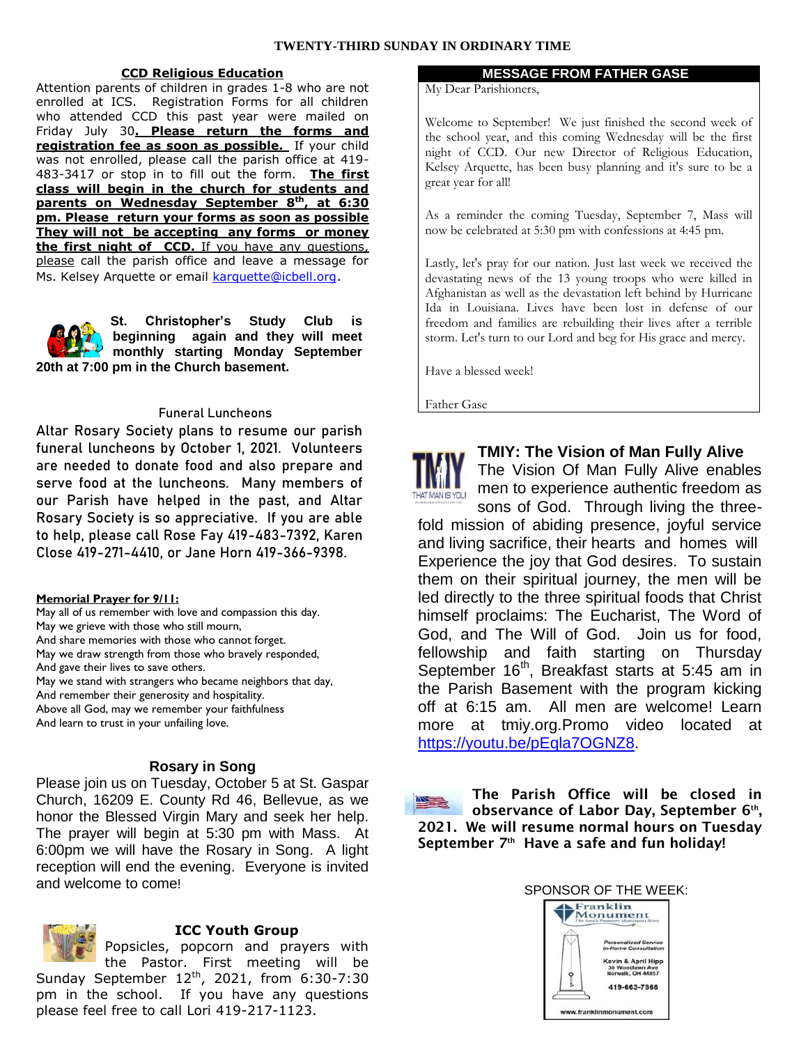**TWENTY-THIRD SUNDAY IN ORDINARY TIME**

## CCD Religious Education

Attention parents of children in grades 1-8 who are not enrolled at ICS. Registration Forms for all children who attended CCD this past year were mailed on Friday July 30**. Please return the forms and registration fee as soon as possible.** If your child was not enrolled, please call the parish office at 419-483-3417 or stop in to fill out the form. **The first class will begin in the church for students and parents on Wednesday September 8th, at 6:30 pm. Please return your forms as soon as possible They will not be accepting any forms or money the first night of CCD.** If you have any questions, please call the parish office and leave a message for Ms. Kelsey Arquette or email karquette@icbell.org.

**St. Christopher's Study Club is beginning again and they will meet monthly starting Monday September 20th at 7:00 pm in the Church basement.**

## Funeral Luncheons

Altar Rosary Society plans to resume our parish funeral luncheons by October 1, 2021. Volunteers are needed to donate food and also prepare and serve food at the luncheons. Many members of our Parish have helped in the past, and Altar Rosary Society is so appreciative. If you are able to help, please call Rose Fay 419-483-7392, Karen Close 419-271-4410, or Jane Horn 419-366-9398.

**Memorial Prayer for 9/11:**

May all of us remember with love and compassion this day.
May we grieve with those who still mourn,
And share memories with those who cannot forget.
May we draw strength from those who bravely responded,
And gave their lives to save others.
May we stand with strangers who became neighbors that day,
And remember their generosity and hospitality.
Above all God, may we remember your faithfulness
And learn to trust in your unfailing love.

## Rosary in Song

Please join us on Tuesday, October 5 at St. Gaspar Church, 16209 E. County Rd 46, Bellevue, as we honor the Blessed Virgin Mary and seek her help. The prayer will begin at 5:30 pm with Mass. At 6:00pm we will have the Rosary in Song. A light reception will end the evening. Everyone is invited and welcome to come!

## ICC Youth Group

Popsicles, popcorn and prayers with the Pastor. First meeting will be Sunday September 12th, 2021, from 6:30-7:30 pm in the school. If you have any questions please feel free to call Lori 419-217-1123.

## MESSAGE FROM FATHER GASE

My Dear Parishioners,

Welcome to September! We just finished the second week of the school year, and this coming Wednesday will be the first night of CCD. Our new Director of Religious Education, Kelsey Arquette, has been busy planning and it's sure to be a great year for all!

As a reminder the coming Tuesday, September 7, Mass will now be celebrated at 5:30 pm with confessions at 4:45 pm.

Lastly, let's pray for our nation. Just last week we received the devastating news of the 13 young troops who were killed in Afghanistan as well as the devastation left behind by Hurricane Ida in Louisiana. Lives have been lost in defense of our freedom and families are rebuilding their lives after a terrible storm. Let's turn to our Lord and beg for His grace and mercy.

Have a blessed week!

Father Gase

## TMIY: The Vision of Man Fully Alive

The Vision Of Man Fully Alive enables men to experience authentic freedom as sons of God. Through living the three-fold mission of abiding presence, joyful service and living sacrifice, their hearts and homes will Experience the joy that God desires. To sustain them on their spiritual journey, the men will be led directly to the three spiritual foods that Christ himself proclaims: The Eucharist, The Word of God, and The Will of God. Join us for food, fellowship and faith starting on Thursday September 16th, Breakfast starts at 5:45 am in the Parish Basement with the program kicking off at 6:15 am. All men are welcome! Learn more at tmiy.org.Promo video located at https://youtu.be/pEqla7OGNZ8.

**The Parish Office will be closed in observance of Labor Day, September 6th, 2021. We will resume normal hours on Tuesday September 7th Have a safe and fun holiday!**

SPONSOR OF THE WEEK:

Franklin Monument
The Area's Premiere Monument Store
Personalized Service
In-Home Consultation
Kevin & April Hipp
30 Woodlawn Ave
Norwalk, OH 44857
419-663-7866
www.franklinmonument.com